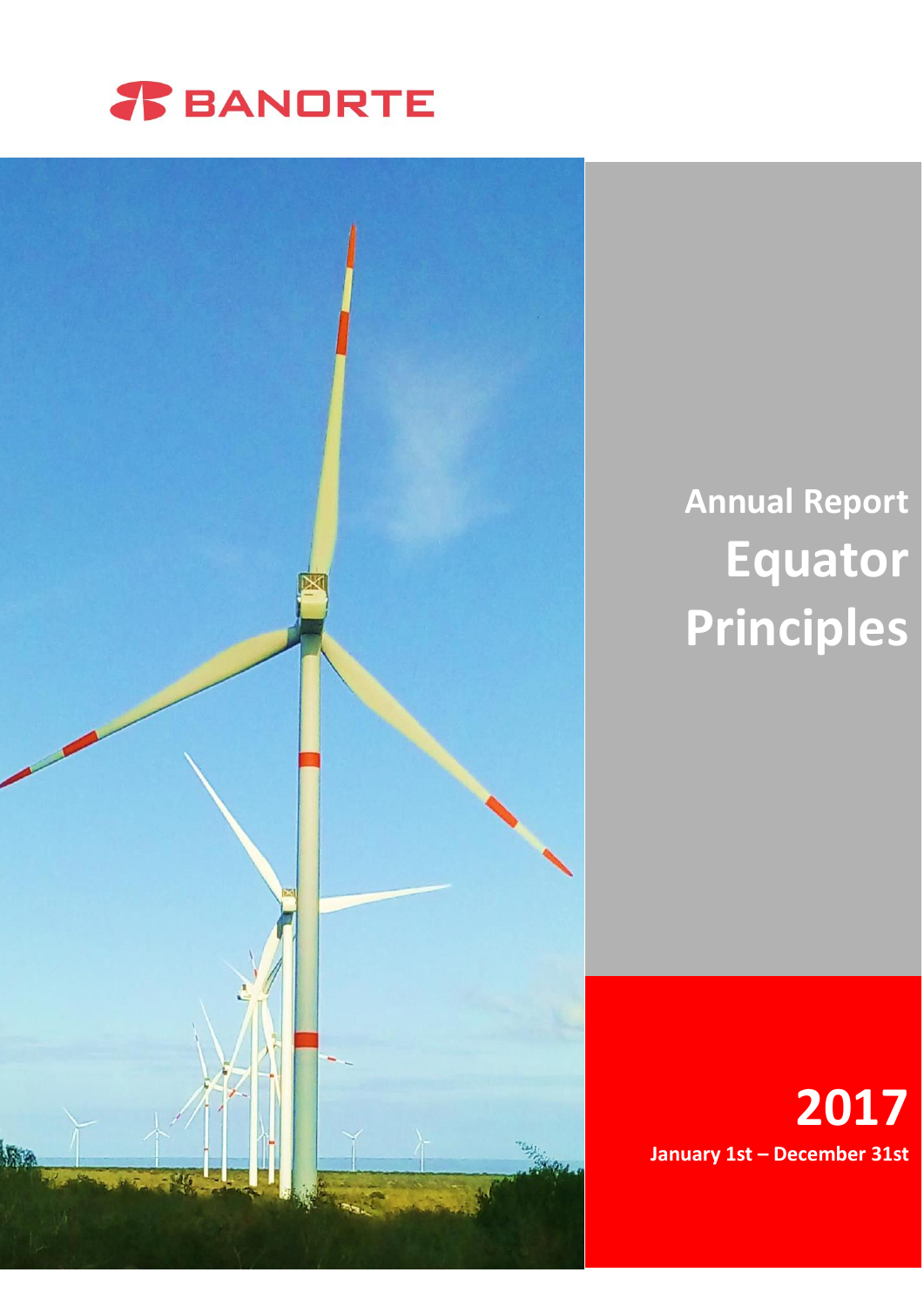BANORTE

# Annual Report Equator Principles

## 2017

**January 1st – December 31st**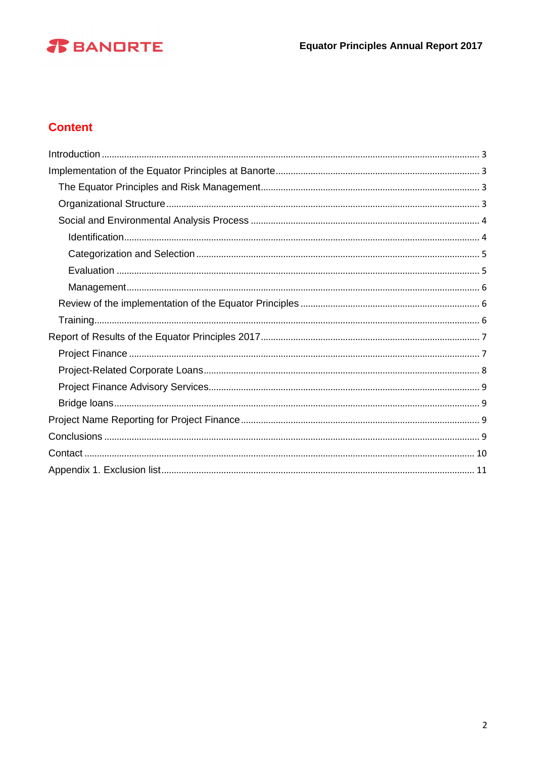## Content

- Introduction ..... 3
- Implementation of the Equator Principles at Banorte ..... 3
  - The Equator Principles and Risk Management ..... 3
  - Organizational Structure ..... 3
  - Social and Environmental Analysis Process ..... 4
    - Identification ..... 4
    - Categorization and Selection ..... 5
    - Evaluation ..... 5
    - Management ..... 6
  - Review of the implementation of the Equator Principles ..... 6
  - Training ..... 6
- Report of Results of the Equator Principles 2017 ..... 7
  - Project Finance ..... 7
  - Project-Related Corporate Loans ..... 8
  - Project Finance Advisory Services ..... 9
  - Bridge loans ..... 9
- Project Name Reporting for Project Finance ..... 9
- Conclusions ..... 9
- Contact ..... 10
- Appendix 1. Exclusion list ..... 11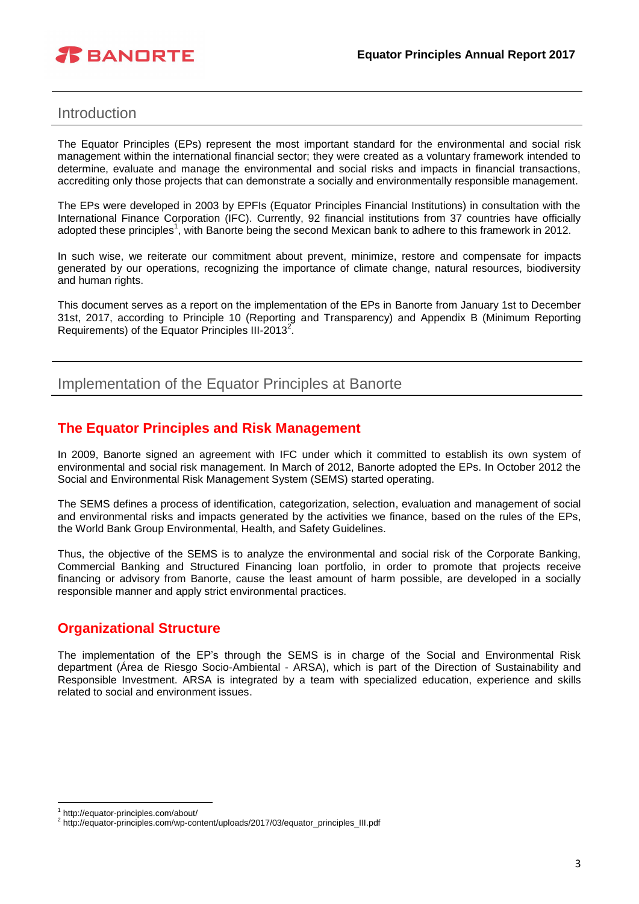## Introduction

The Equator Principles (EPs) represent the most important standard for the environmental and social risk management within the international financial sector; they were created as a voluntary framework intended to determine, evaluate and manage the environmental and social risks and impacts in financial transactions, accrediting only those projects that can demonstrate a socially and environmentally responsible management.

The EPs were developed in 2003 by EPFIs (Equator Principles Financial Institutions) in consultation with the International Finance Corporation (IFC). Currently, 92 financial institutions from 37 countries have officially adopted these principles[1], with Banorte being the second Mexican bank to adhere to this framework in 2012.

In such wise, we reiterate our commitment about prevent, minimize, restore and compensate for impacts generated by our operations, recognizing the importance of climate change, natural resources, biodiversity and human rights.

This document serves as a report on the implementation of the EPs in Banorte from January 1st to December 31st, 2017, according to Principle 10 (Reporting and Transparency) and Appendix B (Minimum Reporting Requirements) of the Equator Principles III-2013[2].

## Implementation of the Equator Principles at Banorte

### The Equator Principles and Risk Management

In 2009, Banorte signed an agreement with IFC under which it committed to establish its own system of environmental and social risk management. In March of 2012, Banorte adopted the EPs. In October 2012 the Social and Environmental Risk Management System (SEMS) started operating.

The SEMS defines a process of identification, categorization, selection, evaluation and management of social and environmental risks and impacts generated by the activities we finance, based on the rules of the EPs, the World Bank Group Environmental, Health, and Safety Guidelines.

Thus, the objective of the SEMS is to analyze the environmental and social risk of the Corporate Banking, Commercial Banking and Structured Financing loan portfolio, in order to promote that projects receive financing or advisory from Banorte, cause the least amount of harm possible, are developed in a socially responsible manner and apply strict environmental practices.

### Organizational Structure

The implementation of the EP's through the SEMS is in charge of the Social and Environmental Risk department (Área de Riesgo Socio-Ambiental - ARSA), which is part of the Direction of Sustainability and Responsible Investment. ARSA is integrated by a team with specialized education, experience and skills related to social and environment issues.

---

[1] http://equator-principles.com/about/

[2] http://equator-principles.com/wp-content/uploads/2017/03/equator_principles_III.pdf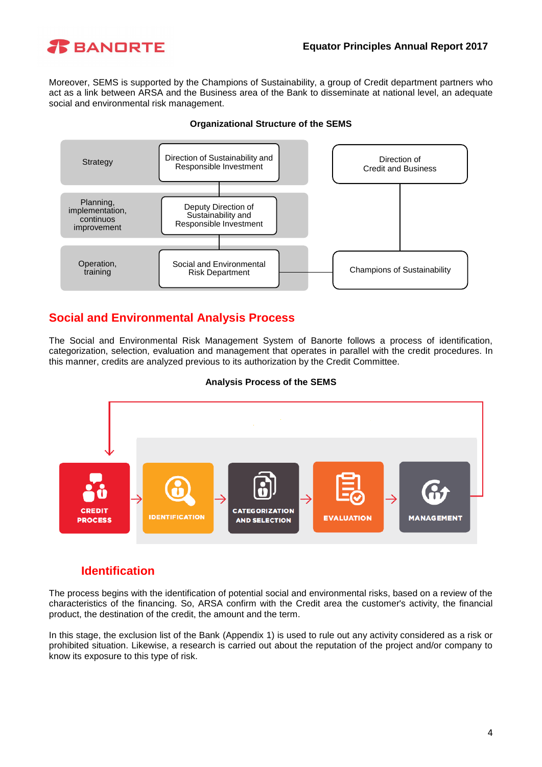Moreover, SEMS is supported by the Champions of Sustainability, a group of Credit department partners who act as a link between ARSA and the Business area of the Bank to disseminate at national level, an adequate social and environmental risk management.

**Organizational Structure of the SEMS**

| Level | SEMS structure | Credit and Business |
|---|---|---|
| Strategy | Direction of Sustainability and Responsible Investment | Direction of Credit and Business |
| Planning, implementation, continuos improvement | Deputy Direction of Sustainability and Responsible Investment | |
| Operation, training | Social and Environmental Risk Department | Champions of Sustainability |

## Social and Environmental Analysis Process

The Social and Environmental Risk Management System of Banorte follows a process of identification, categorization, selection, evaluation and management that operates in parallel with the credit procedures. In this manner, credits are analyzed previous to its authorization by the Credit Committee.

**Analysis Process of the SEMS**

CREDIT PROCESS → IDENTIFICATION → CATEGORIZATION AND SELECTION → EVALUATION → MANAGEMENT

### Identification

The process begins with the identification of potential social and environmental risks, based on a review of the characteristics of the financing. So, ARSA confirm with the Credit area the customer's activity, the financial product, the destination of the credit, the amount and the term.

In this stage, the exclusion list of the Bank (Appendix 1) is used to rule out any activity considered as a risk or prohibited situation. Likewise, a research is carried out about the reputation of the project and/or company to know its exposure to this type of risk.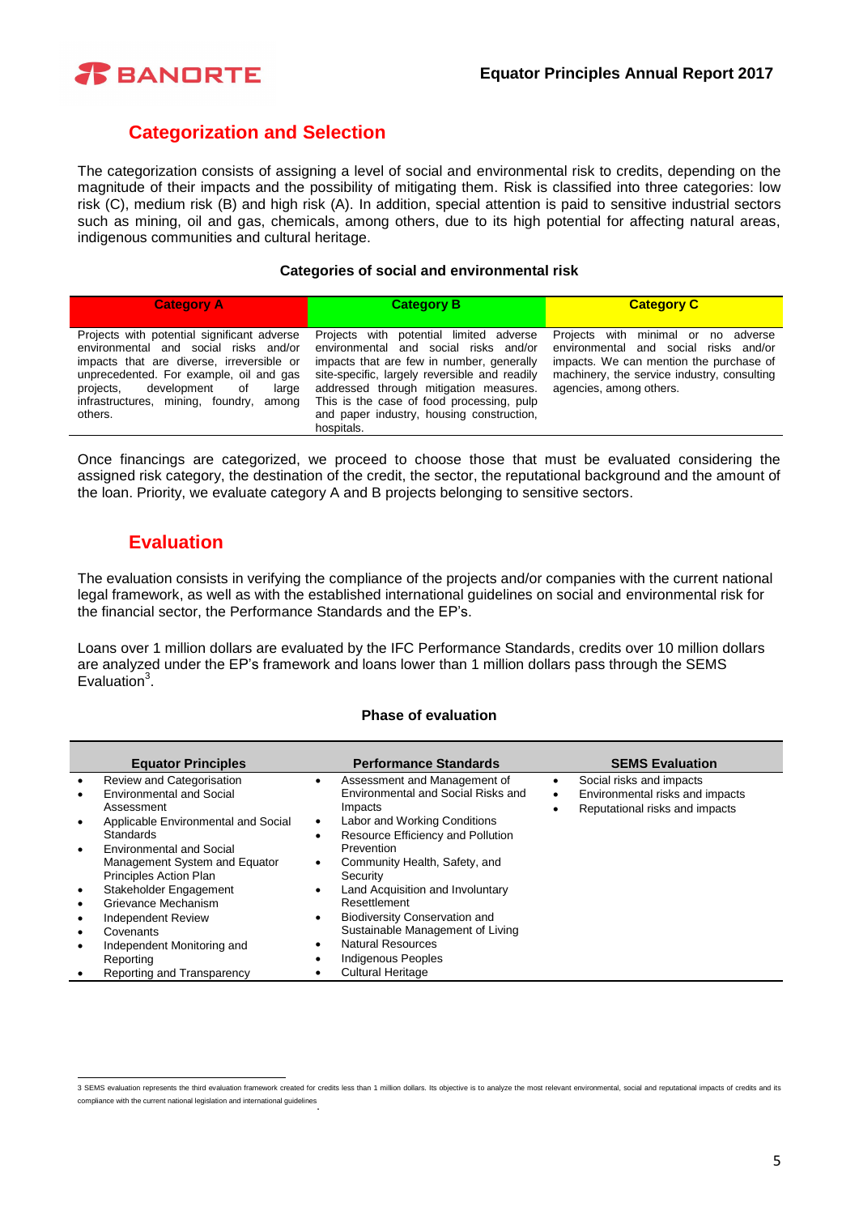## Categorization and Selection

The categorization consists of assigning a level of social and environmental risk to credits, depending on the magnitude of their impacts and the possibility of mitigating them. Risk is classified into three categories: low risk (C), medium risk (B) and high risk (A). In addition, special attention is paid to sensitive industrial sectors such as mining, oil and gas, chemicals, among others, due to its high potential for affecting natural areas, indigenous communities and cultural heritage.

**Categories of social and environmental risk**

| Category A | Category B | Category C |
|---|---|---|
| Projects with potential significant adverse environmental and social risks and/or impacts that are diverse, irreversible or unprecedented. For example, oil and gas projects, development of large infrastructures, mining, foundry, among others. | Projects with potential limited adverse environmental and social risks and/or impacts that are few in number, generally site-specific, largely reversible and readily addressed through mitigation measures. This is the case of food processing, pulp and paper industry, housing construction, hospitals. | Projects with minimal or no adverse environmental and social risks and/or impacts. We can mention the purchase of machinery, the service industry, consulting agencies, among others. |

Once financings are categorized, we proceed to choose those that must be evaluated considering the assigned risk category, the destination of the credit, the sector, the reputational background and the amount of the loan. Priority, we evaluate category A and B projects belonging to sensitive sectors.

## Evaluation

The evaluation consists in verifying the compliance of the projects and/or companies with the current national legal framework, as well as with the established international guidelines on social and environmental risk for the financial sector, the Performance Standards and the EP's.

Loans over 1 million dollars are evaluated by the IFC Performance Standards, credits over 10 million dollars are analyzed under the EP's framework and loans lower than 1 million dollars pass through the SEMS Evaluation[3].

**Phase of evaluation**

| Equator Principles | Performance Standards | SEMS Evaluation |
|---|---|---|
| • Review and Categorisation<br>• Environmental and Social Assessment<br>• Applicable Environmental and Social Standards<br>• Environmental and Social Management System and Equator Principles Action Plan<br>• Stakeholder Engagement<br>• Grievance Mechanism<br>• Independent Review<br>• Covenants<br>• Independent Monitoring and Reporting<br>• Reporting and Transparency | • Assessment and Management of Environmental and Social Risks and Impacts<br>• Labor and Working Conditions<br>• Resource Efficiency and Pollution Prevention<br>• Community Health, Safety, and Security<br>• Land Acquisition and Involuntary Resettlement<br>• Biodiversity Conservation and Sustainable Management of Living Natural Resources<br>• Indigenous Peoples<br>• Cultural Heritage | • Social risks and impacts<br>• Environmental risks and impacts<br>• Reputational risks and impacts |

3 SEMS evaluation represents the third evaluation framework created for credits less than 1 million dollars. Its objective is to analyze the most relevant environmental, social and reputational impacts of credits and its compliance with the current national legislation and international guidelines.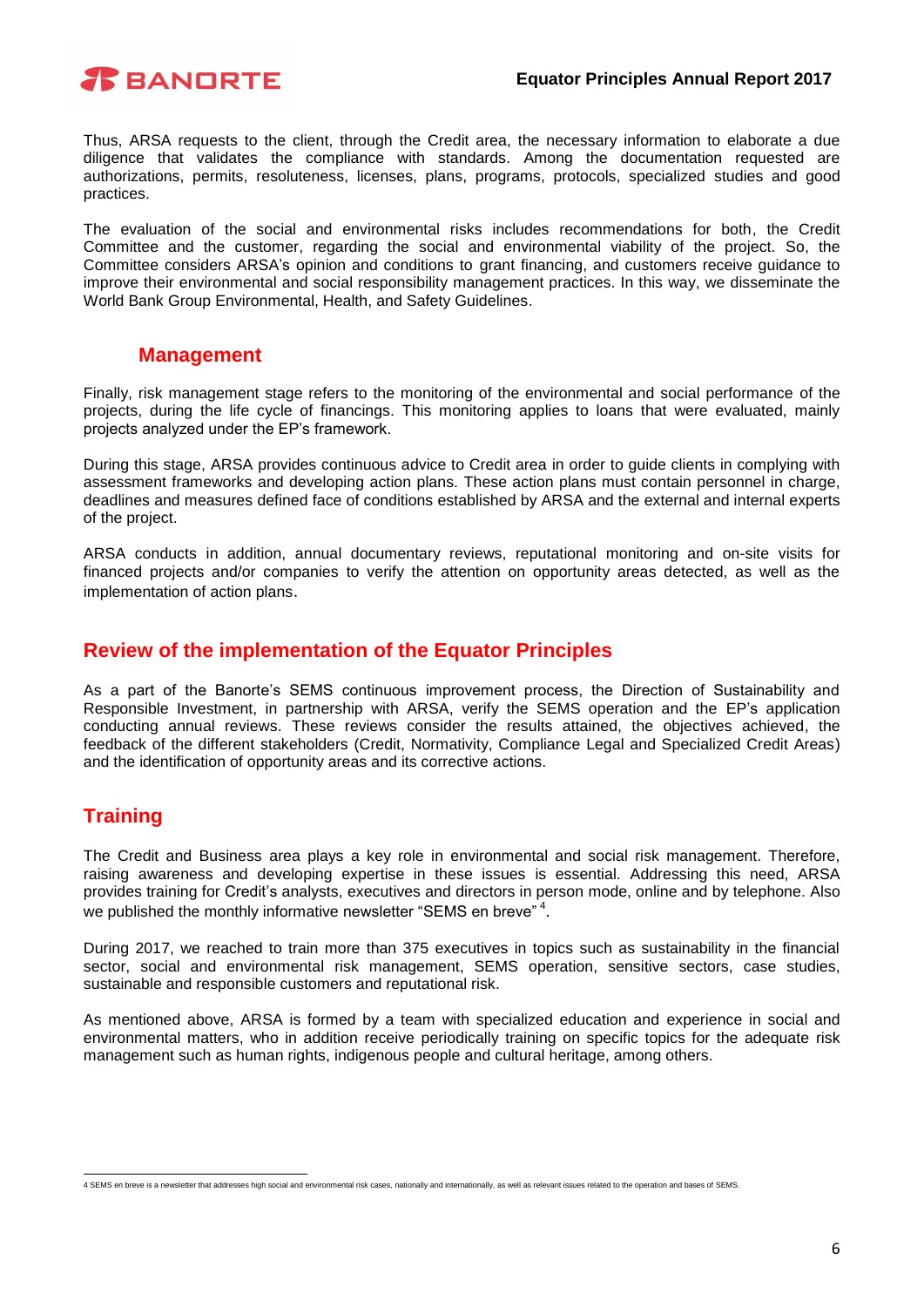Thus, ARSA requests to the client, through the Credit area, the necessary information to elaborate a due diligence that validates the compliance with standards. Among the documentation requested are authorizations, permits, resoluteness, licenses, plans, programs, protocols, specialized studies and good practices.

The evaluation of the social and environmental risks includes recommendations for both, the Credit Committee and the customer, regarding the social and environmental viability of the project. So, the Committee considers ARSA's opinion and conditions to grant financing, and customers receive guidance to improve their environmental and social responsibility management practices. In this way, we disseminate the World Bank Group Environmental, Health, and Safety Guidelines.

### Management

Finally, risk management stage refers to the monitoring of the environmental and social performance of the projects, during the life cycle of financings. This monitoring applies to loans that were evaluated, mainly projects analyzed under the EP's framework.

During this stage, ARSA provides continuous advice to Credit area in order to guide clients in complying with assessment frameworks and developing action plans. These action plans must contain personnel in charge, deadlines and measures defined face of conditions established by ARSA and the external and internal experts of the project.

ARSA conducts in addition, annual documentary reviews, reputational monitoring and on-site visits for financed projects and/or companies to verify the attention on opportunity areas detected, as well as the implementation of action plans.

## Review of the implementation of the Equator Principles

As a part of the Banorte's SEMS continuous improvement process, the Direction of Sustainability and Responsible Investment, in partnership with ARSA, verify the SEMS operation and the EP's application conducting annual reviews. These reviews consider the results attained, the objectives achieved, the feedback of the different stakeholders (Credit, Normativity, Compliance Legal and Specialized Credit Areas) and the identification of opportunity areas and its corrective actions.

## Training

The Credit and Business area plays a key role in environmental and social risk management. Therefore, raising awareness and developing expertise in these issues is essential. Addressing this need, ARSA provides training for Credit's analysts, executives and directors in person mode, online and by telephone. Also we published the monthly informative newsletter "SEMS en breve"[4].

During 2017, we reached to train more than 375 executives in topics such as sustainability in the financial sector, social and environmental risk management, SEMS operation, sensitive sectors, case studies, sustainable and responsible customers and reputational risk.

As mentioned above, ARSA is formed by a team with specialized education and experience in social and environmental matters, who in addition receive periodically training on specific topics for the adequate risk management such as human rights, indigenous people and cultural heritage, among others.

---

4 SEMS en breve is a newsletter that addresses high social and environmental risk cases, nationally and internationally, as well as relevant issues related to the operation and bases of SEMS.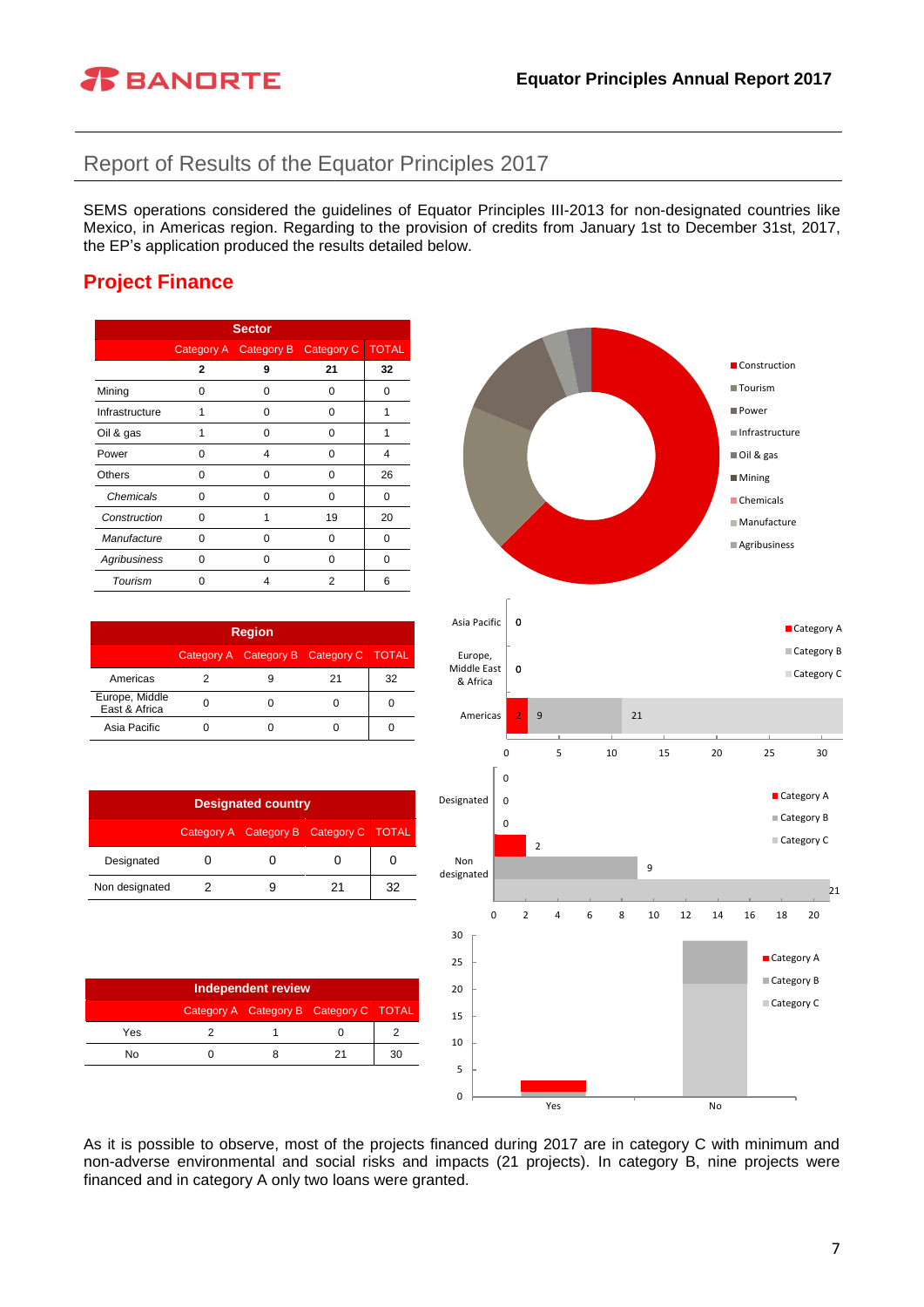## Report of Results of the Equator Principles 2017

SEMS operations considered the guidelines of Equator Principles III-2013 for non-designated countries like Mexico, in Americas region. Regarding to the provision of credits from January 1st to December 31st, 2017, the EP's application produced the results detailed below.

### Project Finance

| Sector | Category A | Category B | Category C | TOTAL |
|---|---|---|---|---|
| | 2 | 9 | 21 | 32 |
| Mining | 0 | 0 | 0 | 0 |
| Infrastructure | 1 | 0 | 0 | 1 |
| Oil & gas | 1 | 0 | 0 | 1 |
| Power | 0 | 4 | 0 | 4 |
| Others | 0 | 0 | 0 | 26 |
| *Chemicals* | 0 | 0 | 0 | 0 |
| *Construction* | 0 | 1 | 19 | 20 |
| *Manufacture* | 0 | 0 | 0 | 0 |
| *Agribusiness* | 0 | 0 | 0 | 0 |
| *Tourism* | 0 | 4 | 2 | 6 |

| Region | Category A | Category B | Category C | TOTAL |
|---|---|---|---|---|
| Americas | 2 | 9 | 21 | 32 |
| Europe, Middle East & Africa | 0 | 0 | 0 | 0 |
| Asia Pacific | 0 | 0 | 0 | 0 |

| Designated country | Category A | Category B | Category C | TOTAL |
|---|---|---|---|---|
| Designated | 0 | 0 | 0 | 0 |
| Non designated | 2 | 9 | 21 | 32 |

| Independent review | Category A | Category B | Category C | TOTAL |
|---|---|---|---|---|
| Yes | 2 | 1 | 0 | 2 |
| No | 0 | 8 | 21 | 30 |

As it is possible to observe, most of the projects financed during 2017 are in category C with minimum and non-adverse environmental and social risks and impacts (21 projects). In category B, nine projects were financed and in category A only two loans were granted.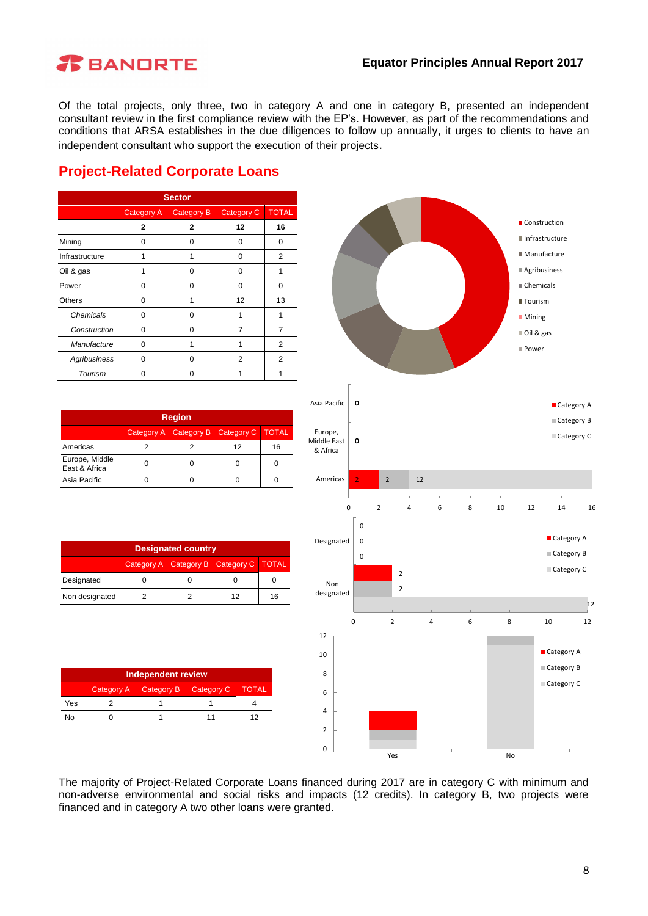Of the total projects, only three, two in category A and one in category B, presented an independent consultant review in the first compliance review with the EP's. However, as part of the recommendations and conditions that ARSA establishes in the due diligences to follow up annually, it urges to clients to have an independent consultant who support the execution of their projects.

## Project-Related Corporate Loans

| Sector | Category A | Category B | Category C | TOTAL |
|---|---|---|---|---|
| | **2** | **2** | **12** | **16** |
| Mining | 0 | 0 | 0 | 0 |
| Infrastructure | 1 | 1 | 0 | 2 |
| Oil & gas | 1 | 0 | 0 | 1 |
| Power | 0 | 0 | 0 | 0 |
| Others | 0 | 1 | 12 | 13 |
| *Chemicals* | 0 | 0 | 1 | 1 |
| *Construction* | 0 | 0 | 7 | 7 |
| *Manufacture* | 0 | 1 | 1 | 2 |
| *Agribusiness* | 0 | 0 | 2 | 2 |
| *Tourism* | 0 | 0 | 1 | 1 |

| Region | Category A | Category B | Category C | TOTAL |
|---|---|---|---|---|
| Americas | 2 | 2 | 12 | 16 |
| Europe, Middle East & Africa | 0 | 0 | 0 | 0 |
| Asia Pacific | 0 | 0 | 0 | 0 |

| Designated country | Category A | Category B | Category C | TOTAL |
|---|---|---|---|---|
| Designated | 0 | 0 | 0 | 0 |
| Non designated | 2 | 2 | 12 | 16 |

| Independent review | Category A | Category B | Category C | TOTAL |
|---|---|---|---|---|
| Yes | 2 | 1 | 1 | 4 |
| No | 0 | 1 | 11 | 12 |

The majority of Project-Related Corporate Loans financed during 2017 are in category C with minimum and non-adverse environmental and social risks and impacts (12 credits). In category B, two projects were financed and in category A two other loans were granted.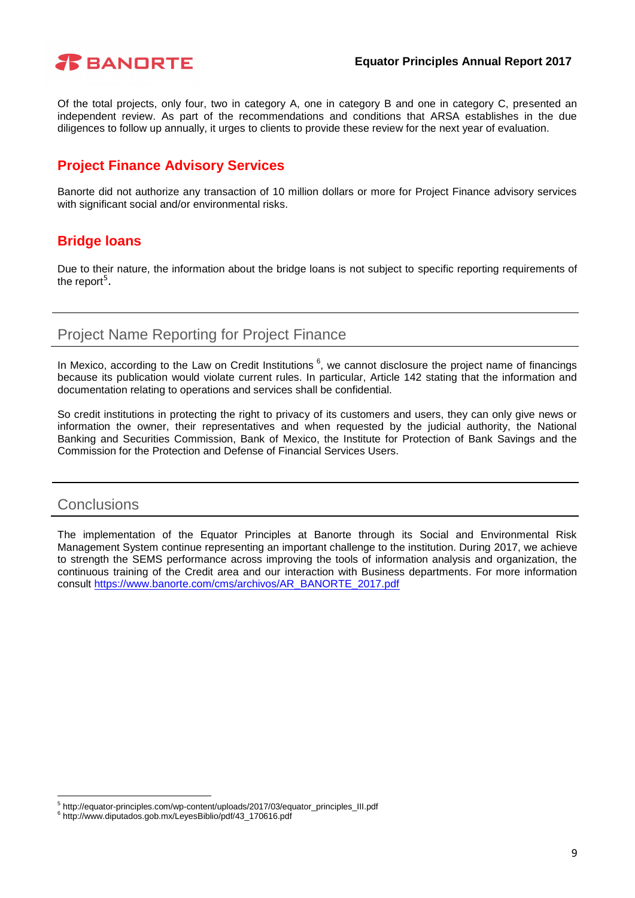Of the total projects, only four, two in category A, one in category B and one in category C, presented an independent review. As part of the recommendations and conditions that ARSA establishes in the due diligences to follow up annually, it urges to clients to provide these review for the next year of evaluation.

### Project Finance Advisory Services

Banorte did not authorize any transaction of 10 million dollars or more for Project Finance advisory services with significant social and/or environmental risks.

### Bridge loans

Due to their nature, the information about the bridge loans is not subject to specific reporting requirements of the report[5].

## Project Name Reporting for Project Finance

In Mexico, according to the Law on Credit Institutions [6], we cannot disclosure the project name of financings because its publication would violate current rules. In particular, Article 142 stating that the information and documentation relating to operations and services shall be confidential.

So credit institutions in protecting the right to privacy of its customers and users, they can only give news or information the owner, their representatives and when requested by the judicial authority, the National Banking and Securities Commission, Bank of Mexico, the Institute for Protection of Bank Savings and the Commission for the Protection and Defense of Financial Services Users.

## Conclusions

The implementation of the Equator Principles at Banorte through its Social and Environmental Risk Management System continue representing an important challenge to the institution. During 2017, we achieve to strength the SEMS performance across improving the tools of information analysis and organization, the continuous training of the Credit area and our interaction with Business departments. For more information consult [https://www.banorte.com/cms/archivos/AR_BANORTE_2017.pdf](https://www.banorte.com/cms/archivos/AR_BANORTE_2017.pdf)

---

[5] http://equator-principles.com/wp-content/uploads/2017/03/equator_principles_III.pdf

[6] http://www.diputados.gob.mx/LeyesBiblio/pdf/43_170616.pdf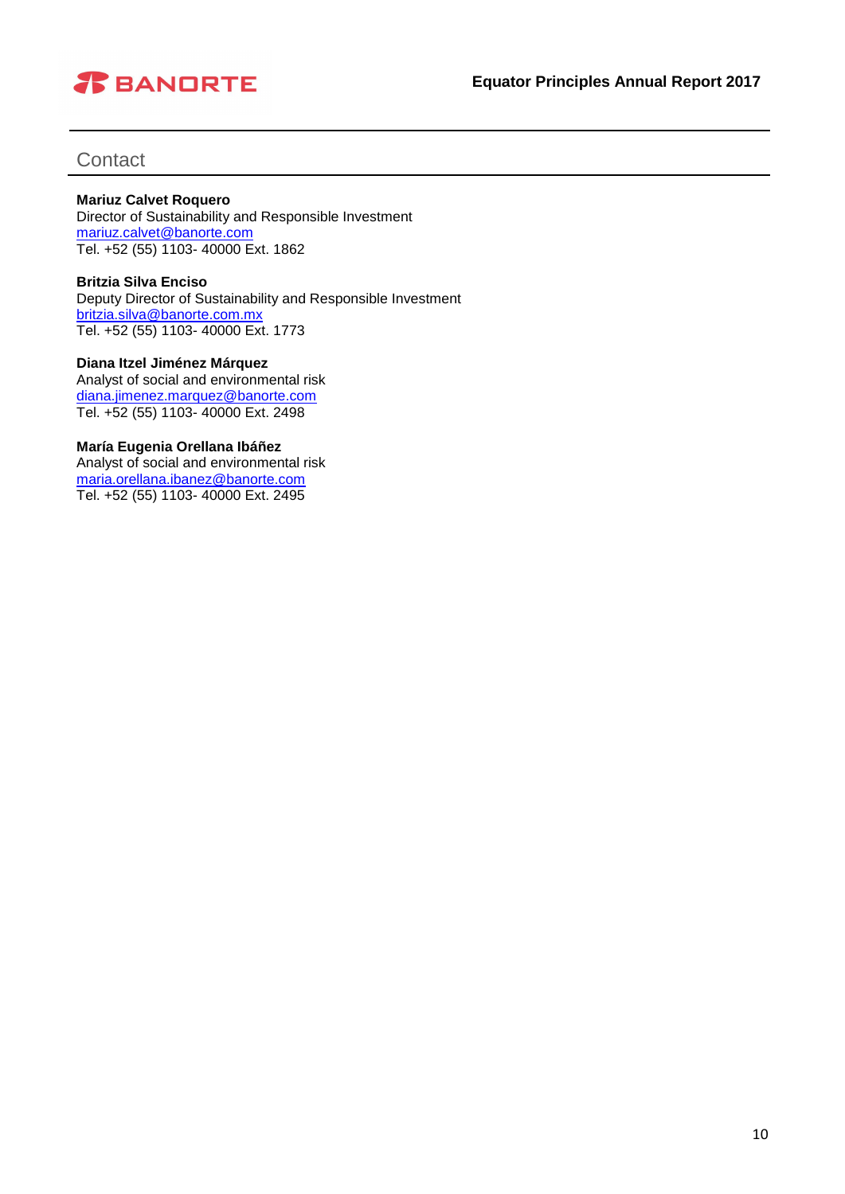## Contact

**Mariuz Calvet Roquero**
Director of Sustainability and Responsible Investment
mariuz.calvet@banorte.com
Tel. +52 (55) 1103- 40000 Ext. 1862

**Britzia Silva Enciso**
Deputy Director of Sustainability and Responsible Investment
britzia.silva@banorte.com.mx
Tel. +52 (55) 1103- 40000 Ext. 1773

**Diana Itzel Jiménez Márquez**
Analyst of social and environmental risk
diana.jimenez.marquez@banorte.com
Tel. +52 (55) 1103- 40000 Ext. 2498

**María Eugenia Orellana Ibáñez**
Analyst of social and environmental risk
maria.orellana.ibanez@banorte.com
Tel. +52 (55) 1103- 40000 Ext. 2495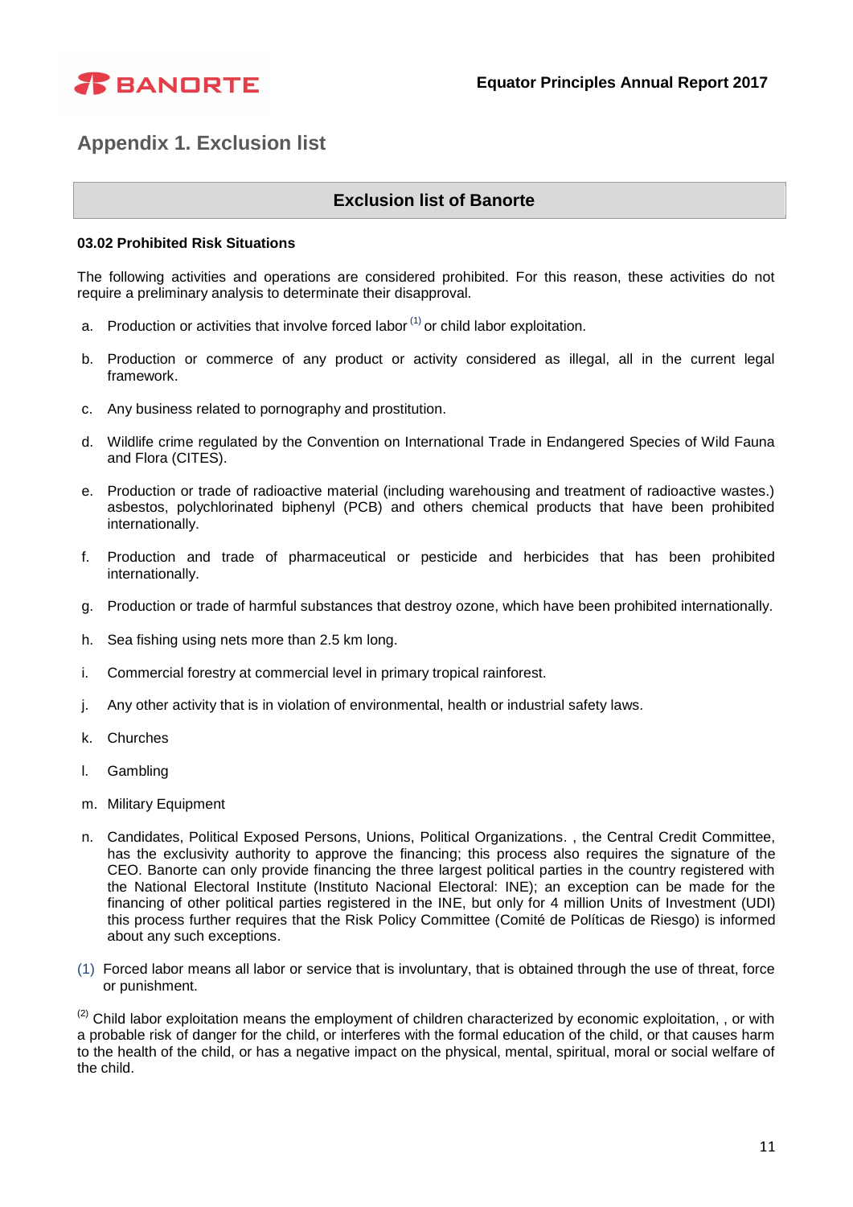## Appendix 1. Exclusion list

| Exclusion list of Banorte |
|---|

**03.02 Prohibited Risk Situations**

The following activities and operations are considered prohibited. For this reason, these activities do not require a preliminary analysis to determinate their disapproval.

a. Production or activities that involve forced labor [(1)] or child labor exploitation.

b. Production or commerce of any product or activity considered as illegal, all in the current legal framework.

c. Any business related to pornography and prostitution.

d. Wildlife crime regulated by the Convention on International Trade in Endangered Species of Wild Fauna and Flora (CITES).

e. Production or trade of radioactive material (including warehousing and treatment of radioactive wastes.) asbestos, polychlorinated biphenyl (PCB) and others chemical products that have been prohibited internationally.

f. Production and trade of pharmaceutical or pesticide and herbicides that has been prohibited internationally.

g. Production or trade of harmful substances that destroy ozone, which have been prohibited internationally.

h. Sea fishing using nets more than 2.5 km long.

i. Commercial forestry at commercial level in primary tropical rainforest.

j. Any other activity that is in violation of environmental, health or industrial safety laws.

k. Churches

l. Gambling

m. Military Equipment

n. Candidates, Political Exposed Persons, Unions, Political Organizations. , the Central Credit Committee, has the exclusivity authority to approve the financing; this process also requires the signature of the CEO. Banorte can only provide financing the three largest political parties in the country registered with the National Electoral Institute (Instituto Nacional Electoral: INE); an exception can be made for the financing of other political parties registered in the INE, but only for 4 million Units of Investment (UDI) this process further requires that the Risk Policy Committee (Comité de Políticas de Riesgo) is informed about any such exceptions.

(1) Forced labor means all labor or service that is involuntary, that is obtained through the use of threat, force or punishment.

[(2)] Child labor exploitation means the employment of children characterized by economic exploitation, , or with a probable risk of danger for the child, or interferes with the formal education of the child, or that causes harm to the health of the child, or has a negative impact on the physical, mental, spiritual, moral or social welfare of the child.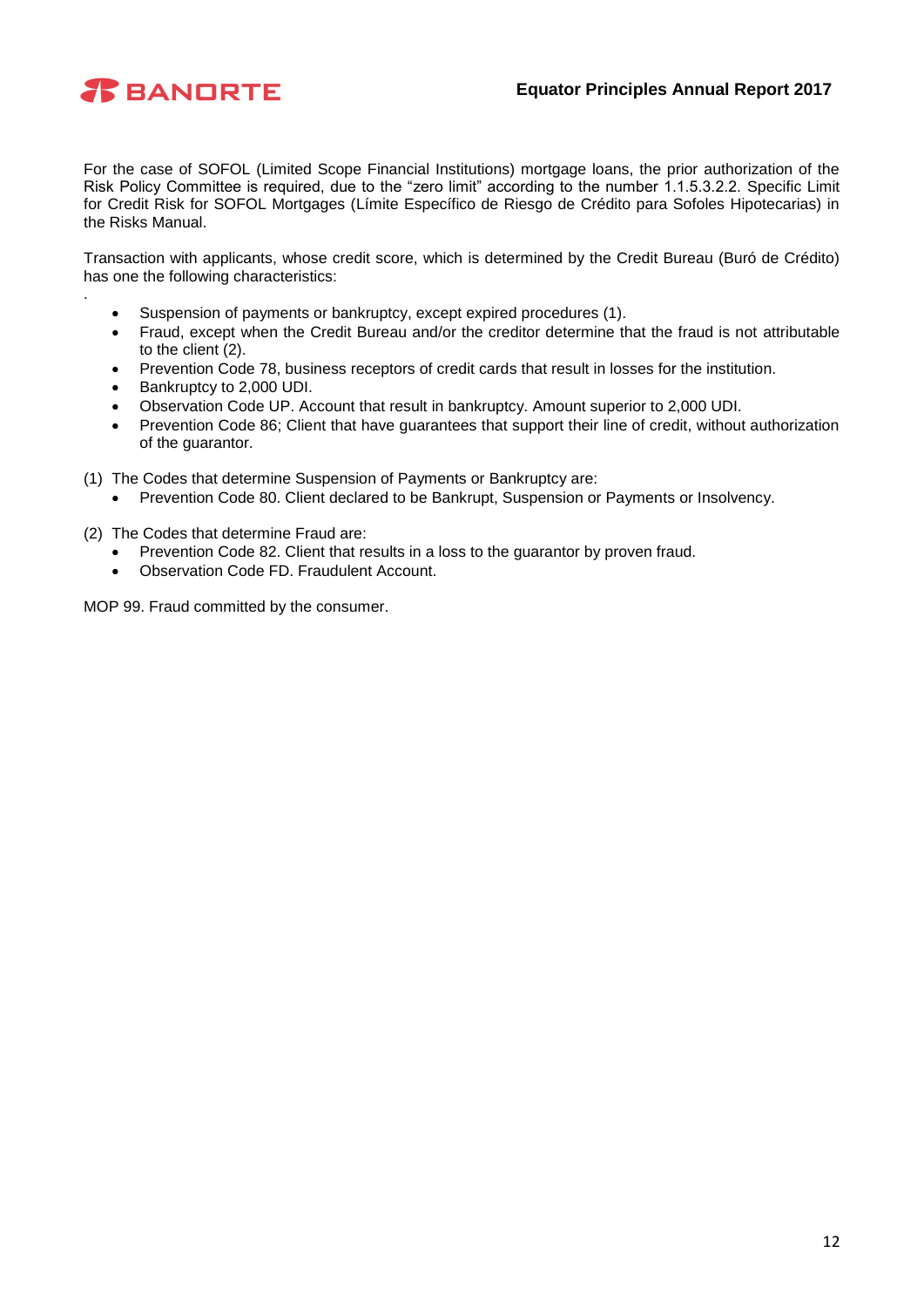For the case of SOFOL (Limited Scope Financial Institutions) mortgage loans, the prior authorization of the Risk Policy Committee is required, due to the "zero limit" according to the number 1.1.5.3.2.2. Specific Limit for Credit Risk for SOFOL Mortgages (Límite Específico de Riesgo de Crédito para Sofoles Hipotecarias) in the Risks Manual.

Transaction with applicants, whose credit score, which is determined by the Credit Bureau (Buró de Crédito) has one the following characteristics:

.

- Suspension of payments or bankruptcy, except expired procedures (1).
- Fraud, except when the Credit Bureau and/or the creditor determine that the fraud is not attributable to the client (2).
- Prevention Code 78, business receptors of credit cards that result in losses for the institution.
- Bankruptcy to 2,000 UDI.
- Observation Code UP. Account that result in bankruptcy. Amount superior to 2,000 UDI.
- Prevention Code 86; Client that have guarantees that support their line of credit, without authorization of the guarantor.

(1) The Codes that determine Suspension of Payments or Bankruptcy are:
  - Prevention Code 80. Client declared to be Bankrupt, Suspension or Payments or Insolvency.

(2) The Codes that determine Fraud are:
  - Prevention Code 82. Client that results in a loss to the guarantor by proven fraud.
  - Observation Code FD. Fraudulent Account.

MOP 99. Fraud committed by the consumer.